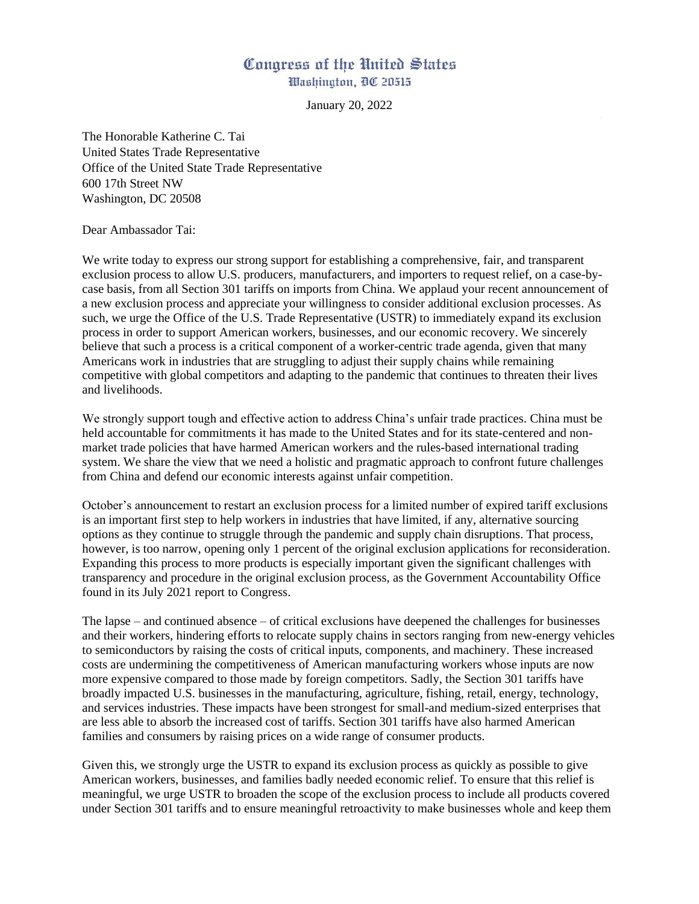# Congress of the United States
## Washington, DC 20515

January 20, 2022

The Honorable Katherine C. Tai
United States Trade Representative
Office of the United State Trade Representative
600 17th Street NW
Washington, DC 20508

Dear Ambassador Tai:

We write today to express our strong support for establishing a comprehensive, fair, and transparent exclusion process to allow U.S. producers, manufacturers, and importers to request relief, on a case-by-case basis, from all Section 301 tariffs on imports from China. We applaud your recent announcement of a new exclusion process and appreciate your willingness to consider additional exclusion processes. As such, we urge the Office of the U.S. Trade Representative (USTR) to immediately expand its exclusion process in order to support American workers, businesses, and our economic recovery. We sincerely believe that such a process is a critical component of a worker-centric trade agenda, given that many Americans work in industries that are struggling to adjust their supply chains while remaining competitive with global competitors and adapting to the pandemic that continues to threaten their lives and livelihoods.

We strongly support tough and effective action to address China's unfair trade practices. China must be held accountable for commitments it has made to the United States and for its state-centered and non-market trade policies that have harmed American workers and the rules-based international trading system. We share the view that we need a holistic and pragmatic approach to confront future challenges from China and defend our economic interests against unfair competition.

October's announcement to restart an exclusion process for a limited number of expired tariff exclusions is an important first step to help workers in industries that have limited, if any, alternative sourcing options as they continue to struggle through the pandemic and supply chain disruptions. That process, however, is too narrow, opening only 1 percent of the original exclusion applications for reconsideration. Expanding this process to more products is especially important given the significant challenges with transparency and procedure in the original exclusion process, as the Government Accountability Office found in its July 2021 report to Congress.

The lapse – and continued absence – of critical exclusions have deepened the challenges for businesses and their workers, hindering efforts to relocate supply chains in sectors ranging from new-energy vehicles to semiconductors by raising the costs of critical inputs, components, and machinery. These increased costs are undermining the competitiveness of American manufacturing workers whose inputs are now more expensive compared to those made by foreign competitors. Sadly, the Section 301 tariffs have broadly impacted U.S. businesses in the manufacturing, agriculture, fishing, retail, energy, technology, and services industries. These impacts have been strongest for small-and medium-sized enterprises that are less able to absorb the increased cost of tariffs. Section 301 tariffs have also harmed American families and consumers by raising prices on a wide range of consumer products.

Given this, we strongly urge the USTR to expand its exclusion process as quickly as possible to give American workers, businesses, and families badly needed economic relief. To ensure that this relief is meaningful, we urge USTR to broaden the scope of the exclusion process to include all products covered under Section 301 tariffs and to ensure meaningful retroactivity to make businesses whole and keep them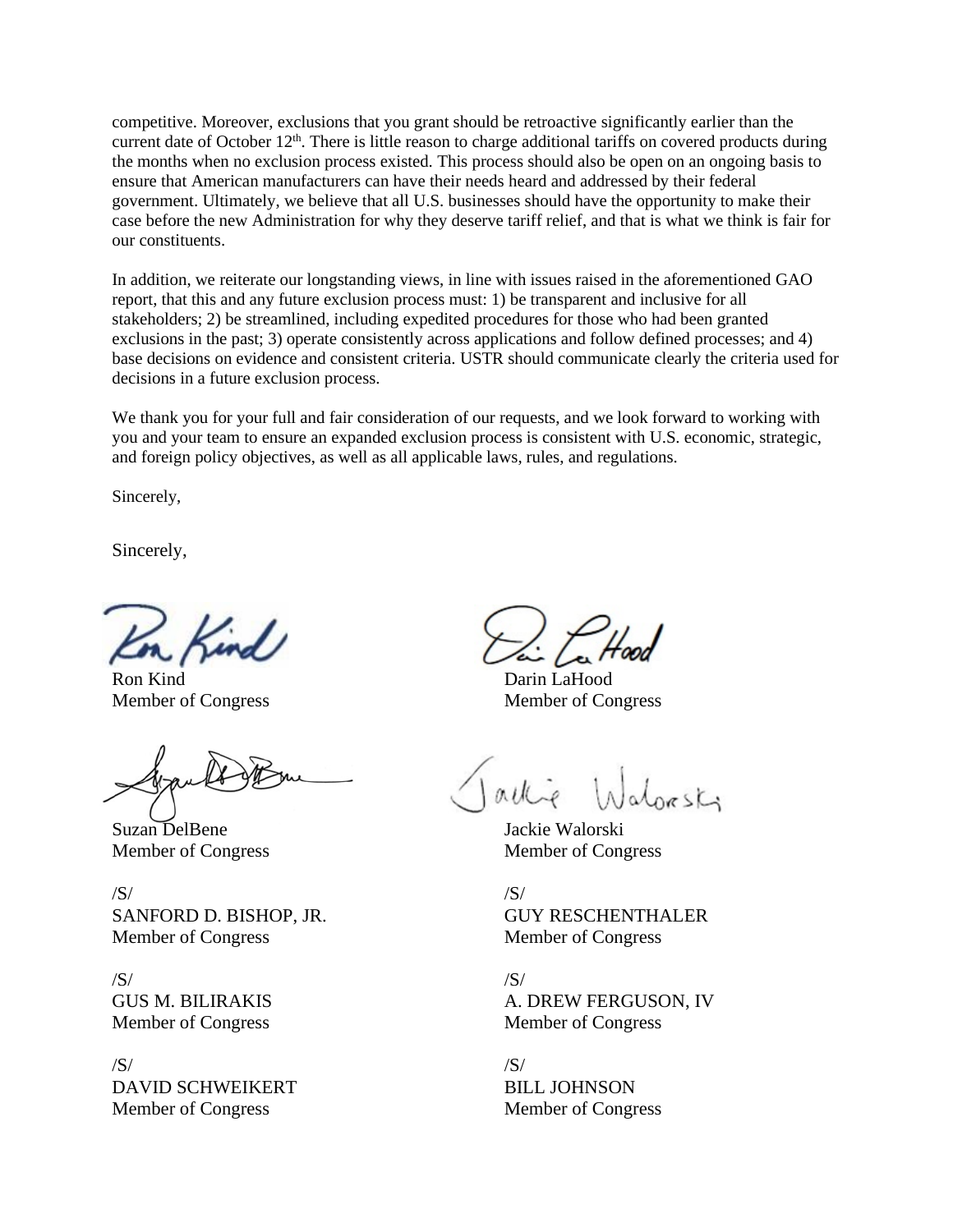competitive. Moreover, exclusions that you grant should be retroactive significantly earlier than the current date of October 12th. There is little reason to charge additional tariffs on covered products during the months when no exclusion process existed. This process should also be open on an ongoing basis to ensure that American manufacturers can have their needs heard and addressed by their federal government. Ultimately, we believe that all U.S. businesses should have the opportunity to make their case before the new Administration for why they deserve tariff relief, and that is what we think is fair for our constituents.

In addition, we reiterate our longstanding views, in line with issues raised in the aforementioned GAO report, that this and any future exclusion process must: 1) be transparent and inclusive for all stakeholders; 2) be streamlined, including expedited procedures for those who had been granted exclusions in the past; 3) operate consistently across applications and follow defined processes; and 4) base decisions on evidence and consistent criteria. USTR should communicate clearly the criteria used for decisions in a future exclusion process.

We thank you for your full and fair consideration of our requests, and we look forward to working with you and your team to ensure an expanded exclusion process is consistent with U.S. economic, strategic, and foreign policy objectives, as well as all applicable laws, rules, and regulations.

Sincerely,

Sincerely,

Ron Kind
Member of Congress

Darin LaHood
Member of Congress

Suzan DelBene
Member of Congress

Jackie Walorski
Member of Congress

/S/
SANFORD D. BISHOP, JR.
Member of Congress

/S/
GUY RESCHENTHALER
Member of Congress

/S/
GUS M. BILIRAKIS
Member of Congress

/S/
A. DREW FERGUSON, IV
Member of Congress

/S/
DAVID SCHWEIKERT
Member of Congress

/S/
BILL JOHNSON
Member of Congress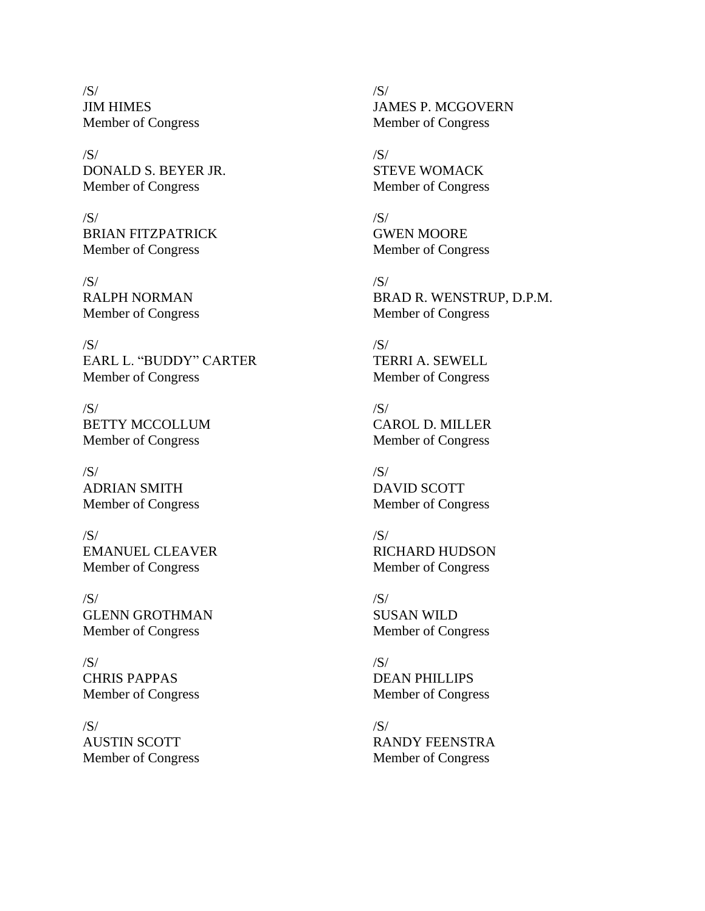/S/
JIM HIMES
Member of Congress

/S/
JAMES P. MCGOVERN
Member of Congress

/S/
DONALD S. BEYER JR.
Member of Congress

/S/
STEVE WOMACK
Member of Congress

/S/
BRIAN FITZPATRICK
Member of Congress

/S/
GWEN MOORE
Member of Congress

/S/
RALPH NORMAN
Member of Congress

/S/
BRAD R. WENSTRUP, D.P.M.
Member of Congress

/S/
EARL L. "BUDDY" CARTER
Member of Congress

/S/
TERRI A. SEWELL
Member of Congress

/S/
BETTY MCCOLLUM
Member of Congress

/S/
CAROL D. MILLER
Member of Congress

/S/
ADRIAN SMITH
Member of Congress

/S/
DAVID SCOTT
Member of Congress

/S/
EMANUEL CLEAVER
Member of Congress

/S/
RICHARD HUDSON
Member of Congress

/S/
GLENN GROTHMAN
Member of Congress

/S/
SUSAN WILD
Member of Congress

/S/
CHRIS PAPPAS
Member of Congress

/S/
DEAN PHILLIPS
Member of Congress

/S/
AUSTIN SCOTT
Member of Congress

/S/
RANDY FEENSTRA
Member of Congress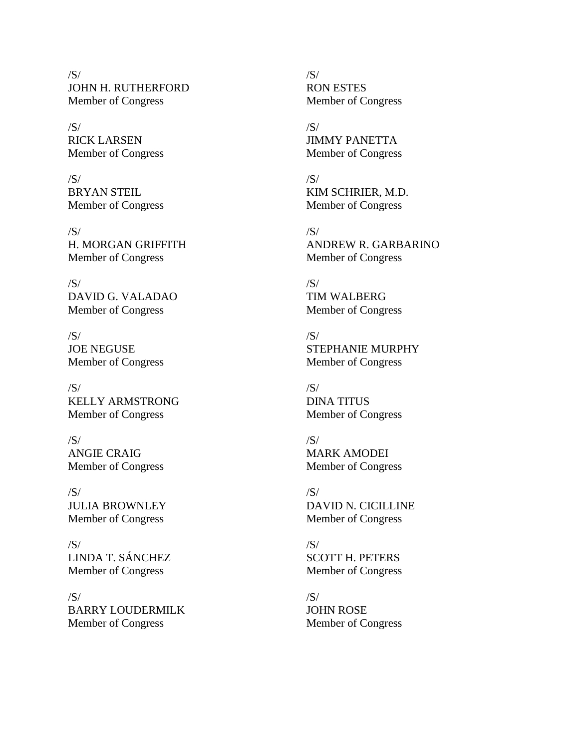/S/
JOHN H. RUTHERFORD
Member of Congress

/S/
RICK LARSEN
Member of Congress

/S/
BRYAN STEIL
Member of Congress

/S/
H. MORGAN GRIFFITH
Member of Congress

/S/
DAVID G. VALADAO
Member of Congress

/S/
JOE NEGUSE
Member of Congress

/S/
KELLY ARMSTRONG
Member of Congress

/S/
ANGIE CRAIG
Member of Congress

/S/
JULIA BROWNLEY
Member of Congress

/S/
LINDA T. SÁNCHEZ
Member of Congress

/S/
BARRY LOUDERMILK
Member of Congress

/S/
RON ESTES
Member of Congress

/S/
JIMMY PANETTA
Member of Congress

/S/
KIM SCHRIER, M.D.
Member of Congress

/S/
ANDREW R. GARBARINO
Member of Congress

/S/
TIM WALBERG
Member of Congress

/S/
STEPHANIE MURPHY
Member of Congress

/S/
DINA TITUS
Member of Congress

/S/
MARK AMODEI
Member of Congress

/S/
DAVID N. CICILLINE
Member of Congress

/S/
SCOTT H. PETERS
Member of Congress

/S/
JOHN ROSE
Member of Congress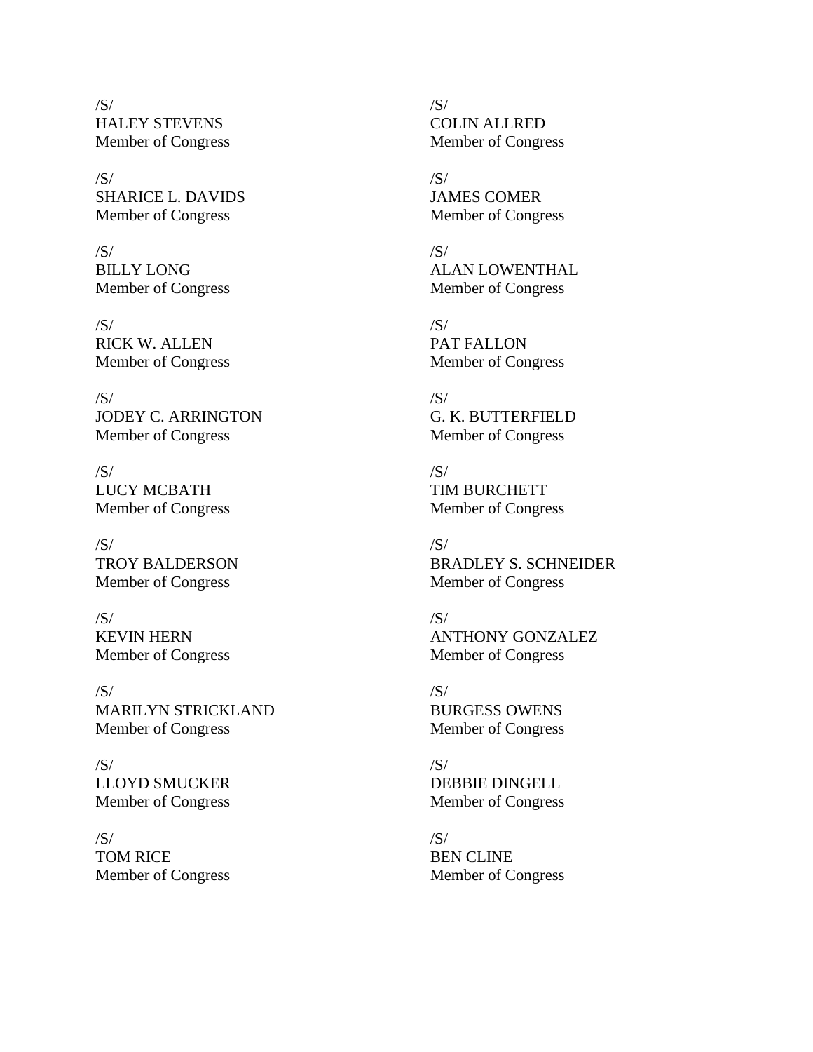/S/
HALEY STEVENS
Member of Congress

/S/
SHARICE L. DAVIDS
Member of Congress

/S/
BILLY LONG
Member of Congress

/S/
RICK W. ALLEN
Member of Congress

/S/
JODEY C. ARRINGTON
Member of Congress

/S/
LUCY MCBATH
Member of Congress

/S/
TROY BALDERSON
Member of Congress

/S/
KEVIN HERN
Member of Congress

/S/
MARILYN STRICKLAND
Member of Congress

/S/
LLOYD SMUCKER
Member of Congress

/S/
TOM RICE
Member of Congress

/S/
COLIN ALLRED
Member of Congress

/S/
JAMES COMER
Member of Congress

/S/
ALAN LOWENTHAL
Member of Congress

/S/
PAT FALLON
Member of Congress

/S/
G. K. BUTTERFIELD
Member of Congress

/S/
TIM BURCHETT
Member of Congress

/S/
BRADLEY S. SCHNEIDER
Member of Congress

/S/
ANTHONY GONZALEZ
Member of Congress

/S/
BURGESS OWENS
Member of Congress

/S/
DEBBIE DINGELL
Member of Congress

/S/
BEN CLINE
Member of Congress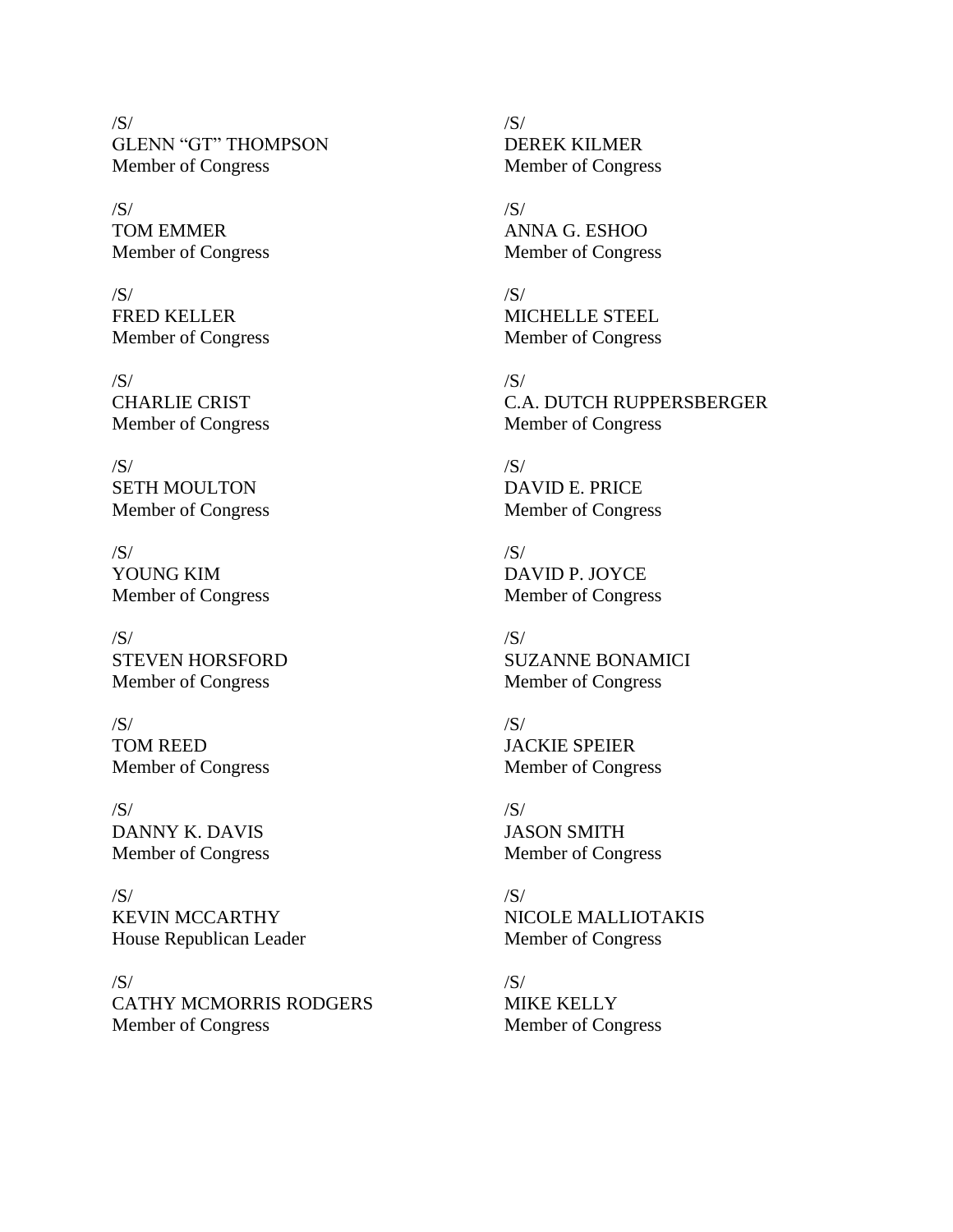/S/
GLENN “GT” THOMPSON
Member of Congress

/S/
TOM EMMER
Member of Congress

/S/
FRED KELLER
Member of Congress

/S/
CHARLIE CRIST
Member of Congress

/S/
SETH MOULTON
Member of Congress

/S/
YOUNG KIM
Member of Congress

/S/
STEVEN HORSFORD
Member of Congress

/S/
TOM REED
Member of Congress

/S/
DANNY K. DAVIS
Member of Congress

/S/
KEVIN MCCARTHY
House Republican Leader

/S/
CATHY MCMORRIS RODGERS
Member of Congress

/S/
DEREK KILMER
Member of Congress

/S/
ANNA G. ESHOO
Member of Congress

/S/
MICHELLE STEEL
Member of Congress

/S/
C.A. DUTCH RUPPERSBERGER
Member of Congress

/S/
DAVID E. PRICE
Member of Congress

/S/
DAVID P. JOYCE
Member of Congress

/S/
SUZANNE BONAMICI
Member of Congress

/S/
JACKIE SPEIER
Member of Congress

/S/
JASON SMITH
Member of Congress

/S/
NICOLE MALLIOTAKIS
Member of Congress

/S/
MIKE KELLY
Member of Congress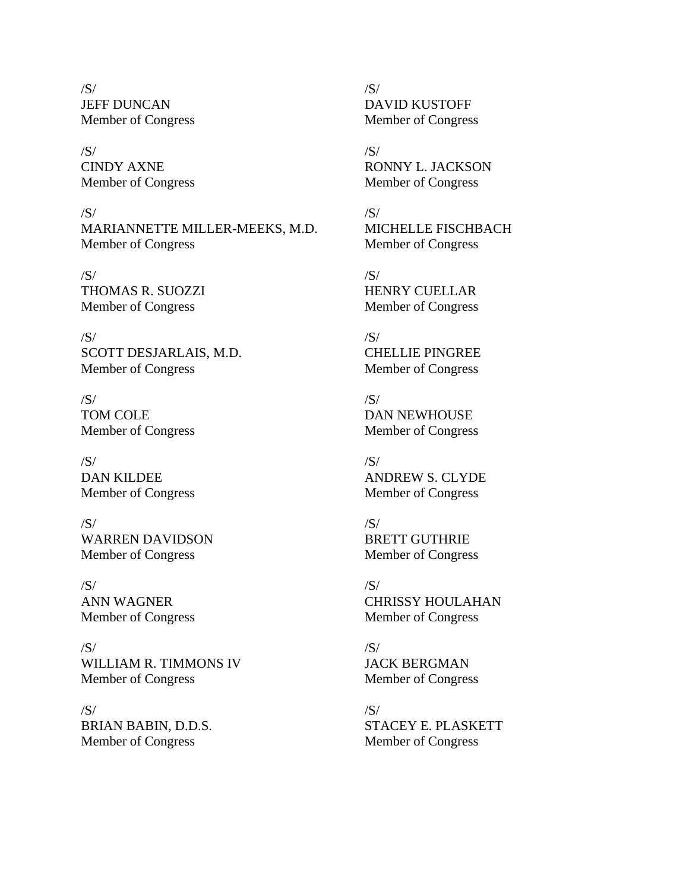/S/
JEFF DUNCAN
Member of Congress

/S/
CINDY AXNE
Member of Congress

/S/
MARIANNETTE MILLER-MEEKS, M.D.
Member of Congress

/S/
THOMAS R. SUOZZI
Member of Congress

/S/
SCOTT DESJARLAIS, M.D.
Member of Congress

/S/
TOM COLE
Member of Congress

/S/
DAN KILDEE
Member of Congress

/S/
WARREN DAVIDSON
Member of Congress

/S/
ANN WAGNER
Member of Congress

/S/
WILLIAM R. TIMMONS IV
Member of Congress

/S/
BRIAN BABIN, D.D.S.
Member of Congress

/S/
DAVID KUSTOFF
Member of Congress

/S/
RONNY L. JACKSON
Member of Congress

/S/
MICHELLE FISCHBACH
Member of Congress

/S/
HENRY CUELLAR
Member of Congress

/S/
CHELLIE PINGREE
Member of Congress

/S/
DAN NEWHOUSE
Member of Congress

/S/
ANDREW S. CLYDE
Member of Congress

/S/
BRETT GUTHRIE
Member of Congress

/S/
CHRISSY HOULAHAN
Member of Congress

/S/
JACK BERGMAN
Member of Congress

/S/
STACEY E. PLASKETT
Member of Congress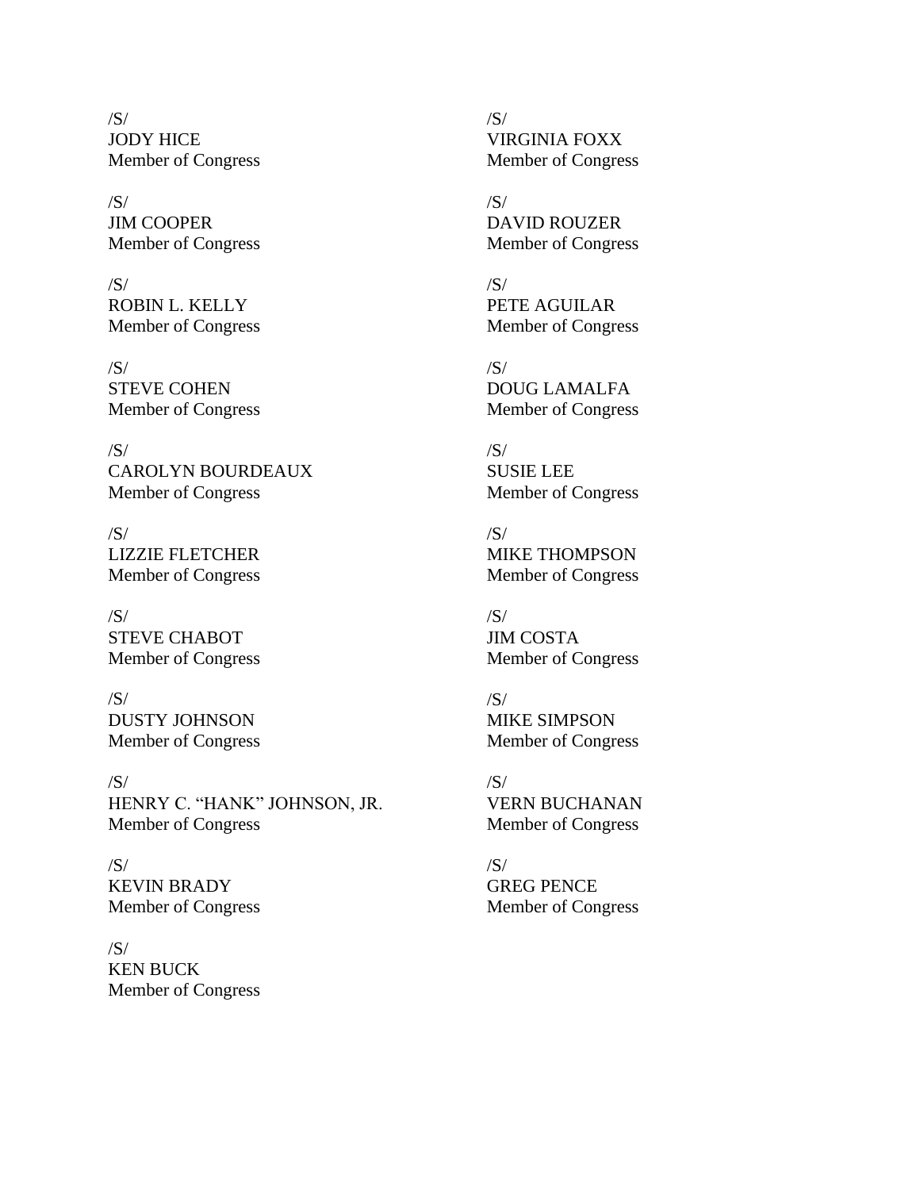/S/
JODY HICE
Member of Congress

/S/
JIM COOPER
Member of Congress

/S/
ROBIN L. KELLY
Member of Congress

/S/
STEVE COHEN
Member of Congress

/S/
CAROLYN BOURDEAUX
Member of Congress

/S/
LIZZIE FLETCHER
Member of Congress

/S/
STEVE CHABOT
Member of Congress

/S/
DUSTY JOHNSON
Member of Congress

/S/
HENRY C. "HANK" JOHNSON, JR.
Member of Congress

/S/
KEVIN BRADY
Member of Congress

/S/
KEN BUCK
Member of Congress

/S/
VIRGINIA FOXX
Member of Congress

/S/
DAVID ROUZER
Member of Congress

/S/
PETE AGUILAR
Member of Congress

/S/
DOUG LAMALFA
Member of Congress

/S/
SUSIE LEE
Member of Congress

/S/
MIKE THOMPSON
Member of Congress

/S/
JIM COSTA
Member of Congress

/S/
MIKE SIMPSON
Member of Congress

/S/
VERN BUCHANAN
Member of Congress

/S/
GREG PENCE
Member of Congress